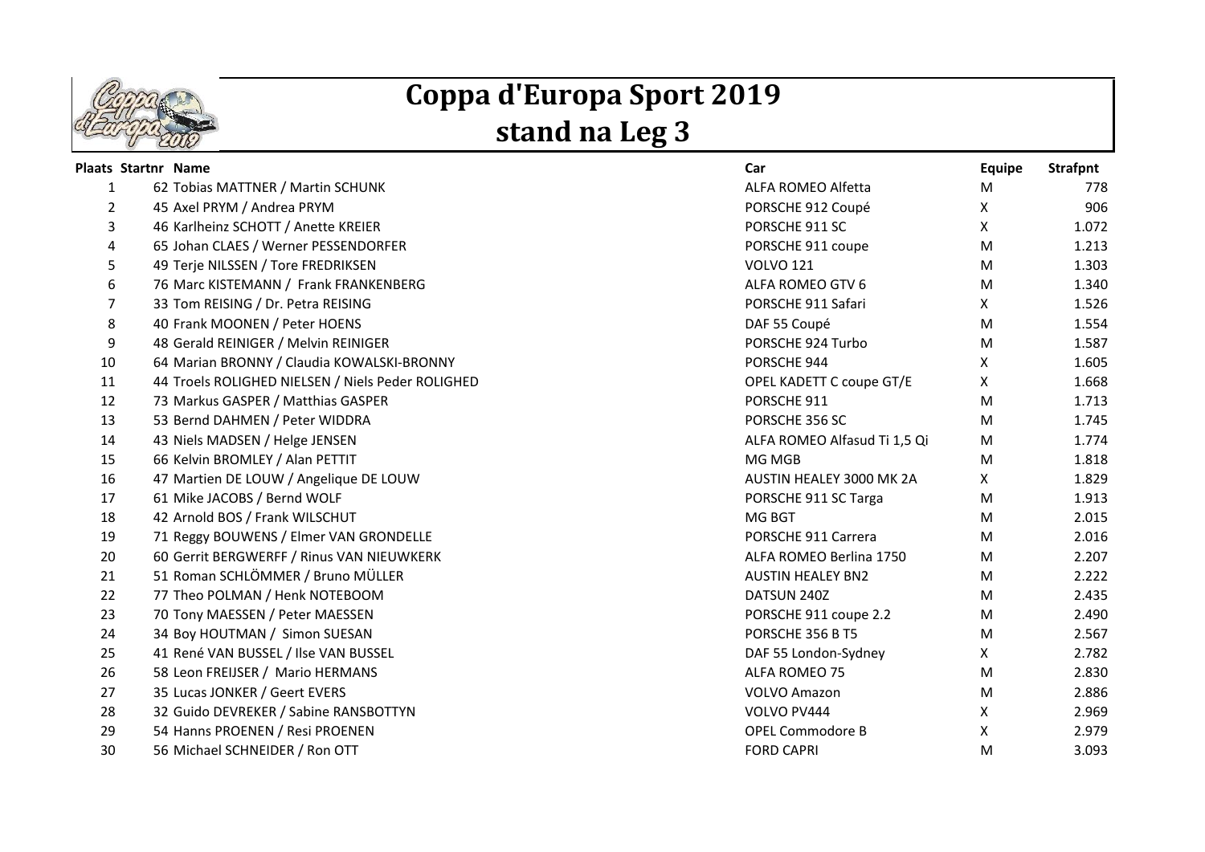# Coppa d'Europa Sport 2019
## stand na Leg 3

| Plaats | Startnr | Name | Car | Equipe | Strafpnt |
|---|---|---|---|---|---|
| 1 | 62 | Tobias MATTNER / Martin SCHUNK | ALFA ROMEO Alfetta | M | 778 |
| 2 | 45 | Axel PRYM / Andrea PRYM | PORSCHE 912 Coupé | X | 906 |
| 3 | 46 | Karlheinz SCHOTT / Anette KREIER | PORSCHE 911 SC | X | 1.072 |
| 4 | 65 | Johan CLAES / Werner PESSENDORFER | PORSCHE 911 coupe | M | 1.213 |
| 5 | 49 | Terje NILSSEN / Tore FREDRIKSEN | VOLVO 121 | M | 1.303 |
| 6 | 76 | Marc KISTEMANN / Frank FRANKENBERG | ALFA ROMEO GTV 6 | M | 1.340 |
| 7 | 33 | Tom REISING / Dr. Petra REISING | PORSCHE 911 Safari | X | 1.526 |
| 8 | 40 | Frank MOONEN / Peter HOENS | DAF 55 Coupé | M | 1.554 |
| 9 | 48 | Gerald REINIGER / Melvin REINIGER | PORSCHE 924 Turbo | M | 1.587 |
| 10 | 64 | Marian BRONNY / Claudia KOWALSKI-BRONNY | PORSCHE 944 | X | 1.605 |
| 11 | 44 | Troels ROLIGHED NIELSEN / Niels Peder ROLIGHED | OPEL KADETT C coupe GT/E | X | 1.668 |
| 12 | 73 | Markus GASPER / Matthias GASPER | PORSCHE 911 | M | 1.713 |
| 13 | 53 | Bernd DAHMEN / Peter WIDDRA | PORSCHE 356 SC | M | 1.745 |
| 14 | 43 | Niels MADSEN / Helge JENSEN | ALFA ROMEO Alfasud Ti 1,5 Qi | M | 1.774 |
| 15 | 66 | Kelvin BROMLEY / Alan PETTIT | MG MGB | M | 1.818 |
| 16 | 47 | Martien DE LOUW / Angelique DE LOUW | AUSTIN HEALEY 3000 MK 2A | X | 1.829 |
| 17 | 61 | Mike JACOBS / Bernd WOLF | PORSCHE 911 SC Targa | M | 1.913 |
| 18 | 42 | Arnold BOS / Frank WILSCHUT | MG BGT | M | 2.015 |
| 19 | 71 | Reggy BOUWENS / Elmer VAN GRONDELLE | PORSCHE 911 Carrera | M | 2.016 |
| 20 | 60 | Gerrit BERGWERFF / Rinus VAN NIEUWKERK | ALFA ROMEO Berlina 1750 | M | 2.207 |
| 21 | 51 | Roman SCHLÖMMER / Bruno MÜLLER | AUSTIN HEALEY BN2 | M | 2.222 |
| 22 | 77 | Theo POLMAN / Henk NOTEBOOM | DATSUN 240Z | M | 2.435 |
| 23 | 70 | Tony MAESSEN / Peter MAESSEN | PORSCHE 911 coupe 2.2 | M | 2.490 |
| 24 | 34 | Boy HOUTMAN / Simon SUESAN | PORSCHE 356 B T5 | M | 2.567 |
| 25 | 41 | René VAN BUSSEL / Ilse VAN BUSSEL | DAF 55 London-Sydney | X | 2.782 |
| 26 | 58 | Leon FREIJSER / Mario HERMANS | ALFA ROMEO 75 | M | 2.830 |
| 27 | 35 | Lucas JONKER / Geert EVERS | VOLVO Amazon | M | 2.886 |
| 28 | 32 | Guido DEVREKER / Sabine RANSBOTTYN | VOLVO PV444 | X | 2.969 |
| 29 | 54 | Hanns PROENEN / Resi PROENEN | OPEL Commodore B | X | 2.979 |
| 30 | 56 | Michael SCHNEIDER / Ron OTT | FORD CAPRI | M | 3.093 |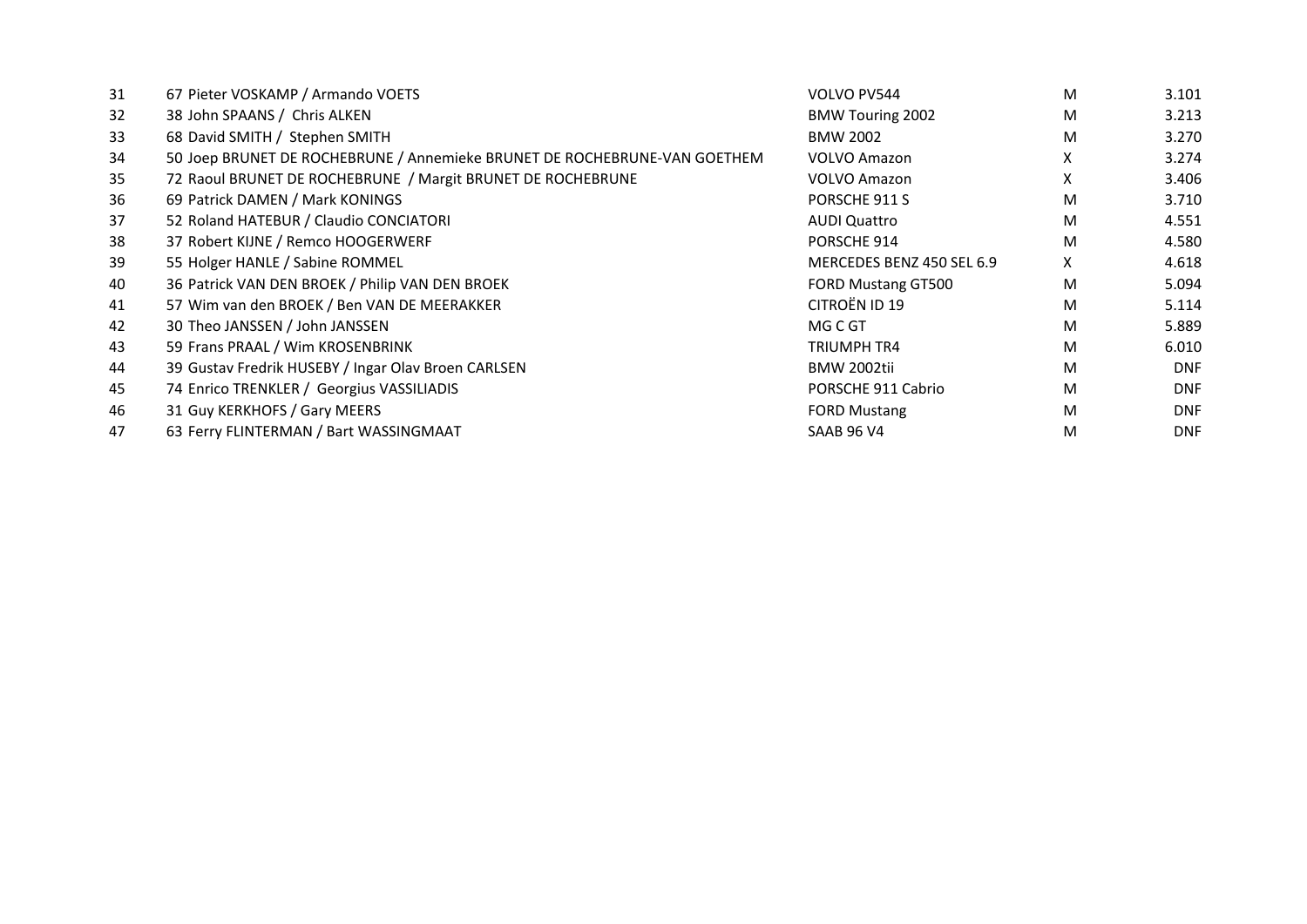| | | | | | |
|---|---|---|---|---|---|
| 31 | 67 | Pieter VOSKAMP / Armando VOETS | VOLVO PV544 | M | 3.101 |
| 32 | 38 | John SPAANS / Chris ALKEN | BMW Touring 2002 | M | 3.213 |
| 33 | 68 | David SMITH / Stephen SMITH | BMW 2002 | M | 3.270 |
| 34 | 50 | Joep BRUNET DE ROCHEBRUNE / Annemieke BRUNET DE ROCHEBRUNE-VAN GOETHEM | VOLVO Amazon | X | 3.274 |
| 35 | 72 | Raoul BRUNET DE ROCHEBRUNE / Margit BRUNET DE ROCHEBRUNE | VOLVO Amazon | X | 3.406 |
| 36 | 69 | Patrick DAMEN / Mark KONINGS | PORSCHE 911 S | M | 3.710 |
| 37 | 52 | Roland HATEBUR / Claudio CONCIATORI | AUDI Quattro | M | 4.551 |
| 38 | 37 | Robert KIJNE / Remco HOOGERWERF | PORSCHE 914 | M | 4.580 |
| 39 | 55 | Holger HANLE / Sabine ROMMEL | MERCEDES BENZ 450 SEL 6.9 | X | 4.618 |
| 40 | 36 | Patrick VAN DEN BROEK / Philip VAN DEN BROEK | FORD Mustang GT500 | M | 5.094 |
| 41 | 57 | Wim van den BROEK / Ben VAN DE MEERAKKER | CITROËN ID 19 | M | 5.114 |
| 42 | 30 | Theo JANSSEN / John JANSSEN | MG C GT | M | 5.889 |
| 43 | 59 | Frans PRAAL / Wim KROSENBRINK | TRIUMPH TR4 | M | 6.010 |
| 44 | 39 | Gustav Fredrik HUSEBY / Ingar Olav Broen CARLSEN | BMW 2002tii | M | DNF |
| 45 | 74 | Enrico TRENKLER / Georgius VASSILIADIS | PORSCHE 911 Cabrio | M | DNF |
| 46 | 31 | Guy KERKHOFS / Gary MEERS | FORD Mustang | M | DNF |
| 47 | 63 | Ferry FLINTERMAN / Bart WASSINGMAAT | SAAB 96 V4 | M | DNF |